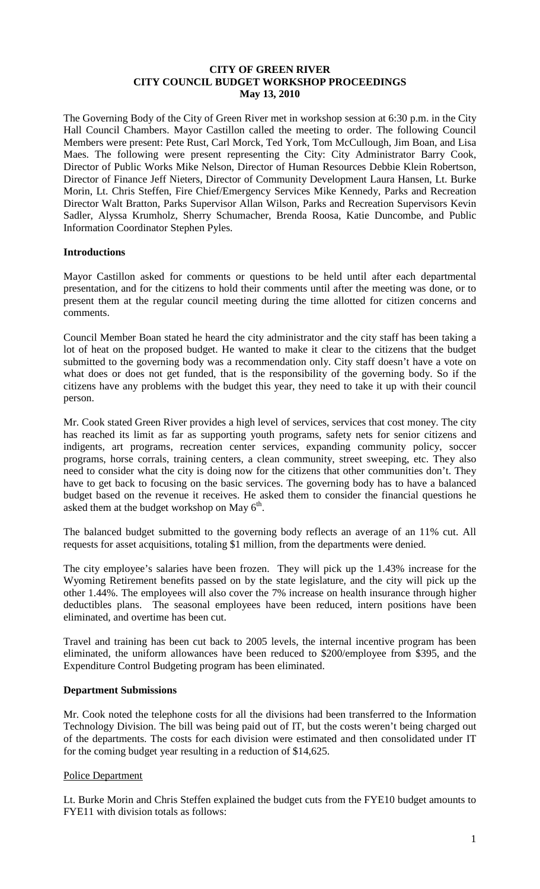**CITY OF GREEN RIVER**
**CITY COUNCIL BUDGET WORKSHOP PROCEEDINGS**
**May 13, 2010**

The Governing Body of the City of Green River met in workshop session at 6:30 p.m. in the City Hall Council Chambers. Mayor Castillon called the meeting to order. The following Council Members were present: Pete Rust, Carl Morck, Ted York, Tom McCullough, Jim Boan, and Lisa Maes. The following were present representing the City: City Administrator Barry Cook, Director of Public Works Mike Nelson, Director of Human Resources Debbie Klein Robertson, Director of Finance Jeff Nieters, Director of Community Development Laura Hansen, Lt. Burke Morin, Lt. Chris Steffen, Fire Chief/Emergency Services Mike Kennedy, Parks and Recreation Director Walt Bratton, Parks Supervisor Allan Wilson, Parks and Recreation Supervisors Kevin Sadler, Alyssa Krumholz, Sherry Schumacher, Brenda Roosa, Katie Duncombe, and Public Information Coordinator Stephen Pyles.

**Introductions**

Mayor Castillon asked for comments or questions to be held until after each departmental presentation, and for the citizens to hold their comments until after the meeting was done, or to present them at the regular council meeting during the time allotted for citizen concerns and comments.

Council Member Boan stated he heard the city administrator and the city staff has been taking a lot of heat on the proposed budget. He wanted to make it clear to the citizens that the budget submitted to the governing body was a recommendation only. City staff doesn't have a vote on what does or does not get funded, that is the responsibility of the governing body. So if the citizens have any problems with the budget this year, they need to take it up with their council person.

Mr. Cook stated Green River provides a high level of services, services that cost money. The city has reached its limit as far as supporting youth programs, safety nets for senior citizens and indigents, art programs, recreation center services, expanding community policy, soccer programs, horse corrals, training centers, a clean community, street sweeping, etc. They also need to consider what the city is doing now for the citizens that other communities don't. They have to get back to focusing on the basic services. The governing body has to have a balanced budget based on the revenue it receives. He asked them to consider the financial questions he asked them at the budget workshop on May 6th.

The balanced budget submitted to the governing body reflects an average of an 11% cut. All requests for asset acquisitions, totaling $1 million, from the departments were denied.

The city employee's salaries have been frozen. They will pick up the 1.43% increase for the Wyoming Retirement benefits passed on by the state legislature, and the city will pick up the other 1.44%. The employees will also cover the 7% increase on health insurance through higher deductibles plans. The seasonal employees have been reduced, intern positions have been eliminated, and overtime has been cut.

Travel and training has been cut back to 2005 levels, the internal incentive program has been eliminated, the uniform allowances have been reduced to $200/employee from $395, and the Expenditure Control Budgeting program has been eliminated.

**Department Submissions**

Mr. Cook noted the telephone costs for all the divisions had been transferred to the Information Technology Division. The bill was being paid out of IT, but the costs weren't being charged out of the departments. The costs for each division were estimated and then consolidated under IT for the coming budget year resulting in a reduction of $14,625.

Police Department

Lt. Burke Morin and Chris Steffen explained the budget cuts from the FYE10 budget amounts to FYE11 with division totals as follows: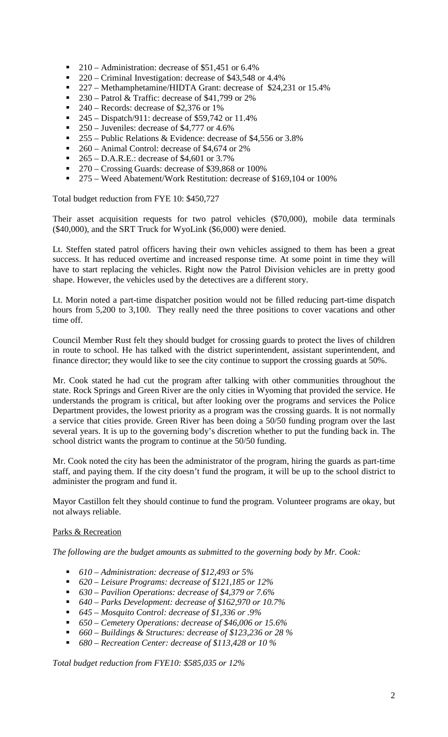- 210 – Administration: decrease of $51,451 or 6.4%
- 220 – Criminal Investigation: decrease of $43,548 or 4.4%
- 227 – Methamphetamine/HIDTA Grant: decrease of $24,231 or 15.4%
- 230 – Patrol & Traffic: decrease of $41,799 or 2%
- 240 – Records: decrease of $2,376 or 1%
- 245 – Dispatch/911: decrease of $59,742 or 11.4%
- 250 – Juveniles: decrease of $4,777 or 4.6%
- 255 – Public Relations & Evidence: decrease of $4,556 or 3.8%
- 260 – Animal Control: decrease of $4,674 or 2%
- 265 – D.A.R.E.: decrease of $4,601 or 3.7%
- 270 – Crossing Guards: decrease of $39,868 or 100%
- 275 – Weed Abatement/Work Restitution: decrease of $169,104 or 100%

Total budget reduction from FYE 10: $450,727

Their asset acquisition requests for two patrol vehicles ($70,000), mobile data terminals ($40,000), and the SRT Truck for WyoLink ($6,000) were denied.

Lt. Steffen stated patrol officers having their own vehicles assigned to them has been a great success. It has reduced overtime and increased response time. At some point in time they will have to start replacing the vehicles. Right now the Patrol Division vehicles are in pretty good shape. However, the vehicles used by the detectives are a different story.

Lt. Morin noted a part-time dispatcher position would not be filled reducing part-time dispatch hours from 5,200 to 3,100. They really need the three positions to cover vacations and other time off.

Council Member Rust felt they should budget for crossing guards to protect the lives of children in route to school. He has talked with the district superintendent, assistant superintendent, and finance director; they would like to see the city continue to support the crossing guards at 50%.

Mr. Cook stated he had cut the program after talking with other communities throughout the state. Rock Springs and Green River are the only cities in Wyoming that provided the service. He understands the program is critical, but after looking over the programs and services the Police Department provides, the lowest priority as a program was the crossing guards. It is not normally a service that cities provide. Green River has been doing a 50/50 funding program over the last several years. It is up to the governing body's discretion whether to put the funding back in. The school district wants the program to continue at the 50/50 funding.

Mr. Cook noted the city has been the administrator of the program, hiring the guards as part-time staff, and paying them. If the city doesn't fund the program, it will be up to the school district to administer the program and fund it.

Mayor Castillon felt they should continue to fund the program. Volunteer programs are okay, but not always reliable.

<u>Parks & Recreation</u>

*The following are the budget amounts as submitted to the governing body by Mr. Cook:*

- *610 – Administration: decrease of $12,493 or 5%*
- *620 – Leisure Programs: decrease of $121,185 or 12%*
- *630 – Pavilion Operations: decrease of $4,379 or 7.6%*
- *640 – Parks Development: decrease of $162,970 or 10.7%*
- *645 – Mosquito Control: decrease of $1,336 or .9%*
- *650 – Cemetery Operations: decrease of $46,006 or 15.6%*
- *660 – Buildings & Structures: decrease of $123,236 or 28 %*
- *680 – Recreation Center: decrease of $113,428 or 10 %*

*Total budget reduction from FYE10: $585,035 or 12%*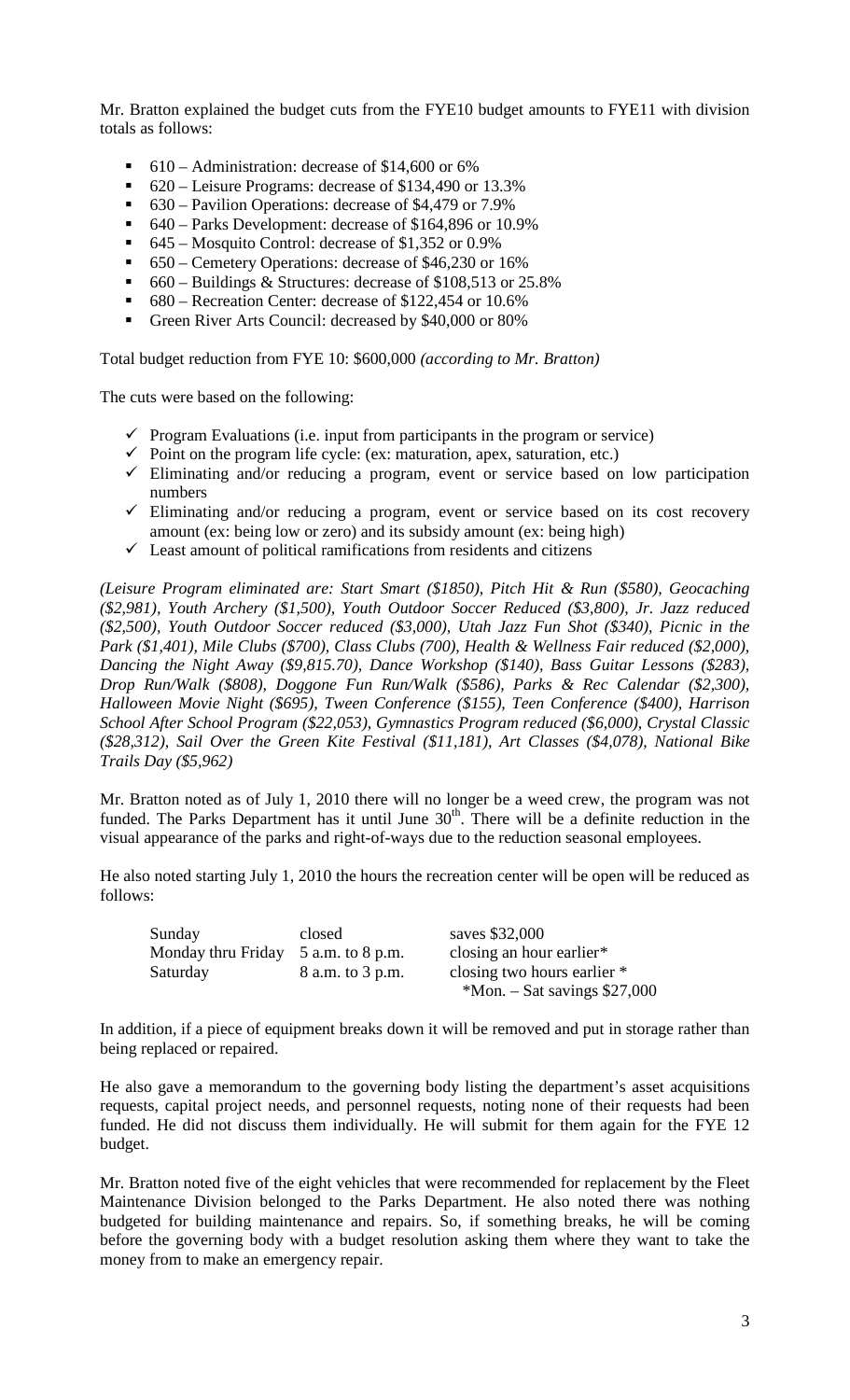Mr. Bratton explained the budget cuts from the FYE10 budget amounts to FYE11 with division totals as follows:

- 610 – Administration: decrease of $14,600 or 6%
- 620 – Leisure Programs: decrease of $134,490 or 13.3%
- 630 – Pavilion Operations: decrease of $4,479 or 7.9%
- 640 – Parks Development: decrease of $164,896 or 10.9%
- 645 – Mosquito Control: decrease of $1,352 or 0.9%
- 650 – Cemetery Operations: decrease of $46,230 or 16%
- 660 – Buildings & Structures: decrease of $108,513 or 25.8%
- 680 – Recreation Center: decrease of $122,454 or 10.6%
- Green River Arts Council: decreased by $40,000 or 80%

Total budget reduction from FYE 10: $600,000 *(according to Mr. Bratton)*

The cuts were based on the following:

- ✓ Program Evaluations (i.e. input from participants in the program or service)
- ✓ Point on the program life cycle: (ex: maturation, apex, saturation, etc.)
- ✓ Eliminating and/or reducing a program, event or service based on low participation numbers
- ✓ Eliminating and/or reducing a program, event or service based on its cost recovery amount (ex: being low or zero) and its subsidy amount (ex: being high)
- ✓ Least amount of political ramifications from residents and citizens

*(Leisure Program eliminated are: Start Smart ($1850), Pitch Hit & Run ($580), Geocaching ($2,981), Youth Archery ($1,500), Youth Outdoor Soccer Reduced ($3,800), Jr. Jazz reduced ($2,500), Youth Outdoor Soccer reduced ($3,000), Utah Jazz Fun Shot ($340), Picnic in the Park ($1,401), Mile Clubs ($700), Class Clubs (700), Health & Wellness Fair reduced ($2,000), Dancing the Night Away ($9,815.70), Dance Workshop ($140), Bass Guitar Lessons ($283), Drop Run/Walk ($808), Doggone Fun Run/Walk ($586), Parks & Rec Calendar ($2,300), Halloween Movie Night ($695), Tween Conference ($155), Teen Conference ($400), Harrison School After School Program ($22,053), Gymnastics Program reduced ($6,000), Crystal Classic ($28,312), Sail Over the Green Kite Festival ($11,181), Art Classes ($4,078), National Bike Trails Day ($5,962)*

Mr. Bratton noted as of July 1, 2010 there will no longer be a weed crew, the program was not funded. The Parks Department has it until June 30th. There will be a definite reduction in the visual appearance of the parks and right-of-ways due to the reduction seasonal employees.

He also noted starting July 1, 2010 the hours the recreation center will be open will be reduced as follows:

| | | |
|---|---|---|
| Sunday | closed | saves $32,000 |
| Monday thru Friday | 5 a.m. to 8 p.m. | closing an hour earlier* |
| Saturday | 8 a.m. to 3 p.m. | closing two hours earlier * |
| | | *Mon. – Sat savings $27,000 |

In addition, if a piece of equipment breaks down it will be removed and put in storage rather than being replaced or repaired.

He also gave a memorandum to the governing body listing the department's asset acquisitions requests, capital project needs, and personnel requests, noting none of their requests had been funded. He did not discuss them individually. He will submit for them again for the FYE 12 budget.

Mr. Bratton noted five of the eight vehicles that were recommended for replacement by the Fleet Maintenance Division belonged to the Parks Department. He also noted there was nothing budgeted for building maintenance and repairs. So, if something breaks, he will be coming before the governing body with a budget resolution asking them where they want to take the money from to make an emergency repair.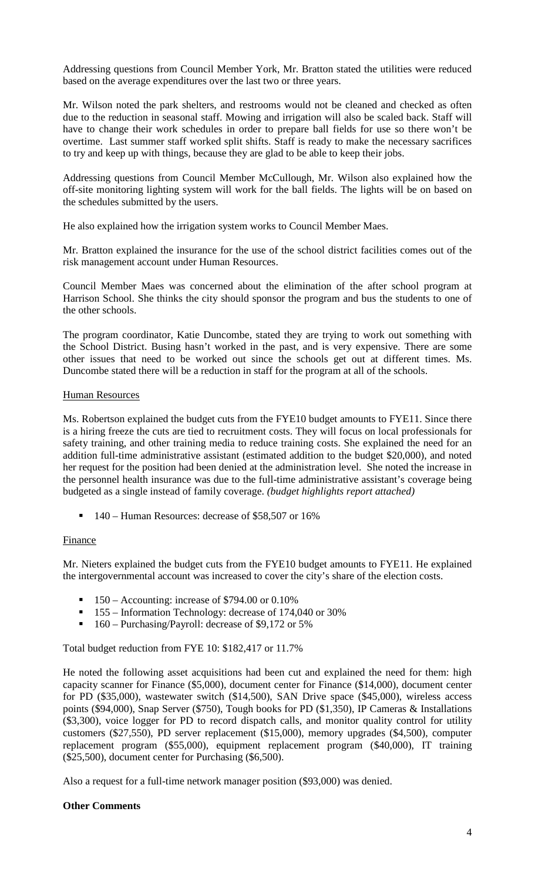Addressing questions from Council Member York, Mr. Bratton stated the utilities were reduced based on the average expenditures over the last two or three years.

Mr. Wilson noted the park shelters, and restrooms would not be cleaned and checked as often due to the reduction in seasonal staff. Mowing and irrigation will also be scaled back. Staff will have to change their work schedules in order to prepare ball fields for use so there won't be overtime. Last summer staff worked split shifts. Staff is ready to make the necessary sacrifices to try and keep up with things, because they are glad to be able to keep their jobs.

Addressing questions from Council Member McCullough, Mr. Wilson also explained how the off-site monitoring lighting system will work for the ball fields. The lights will be on based on the schedules submitted by the users.

He also explained how the irrigation system works to Council Member Maes.

Mr. Bratton explained the insurance for the use of the school district facilities comes out of the risk management account under Human Resources.

Council Member Maes was concerned about the elimination of the after school program at Harrison School. She thinks the city should sponsor the program and bus the students to one of the other schools.

The program coordinator, Katie Duncombe, stated they are trying to work out something with the School District. Busing hasn't worked in the past, and is very expensive. There are some other issues that need to be worked out since the schools get out at different times. Ms. Duncombe stated there will be a reduction in staff for the program at all of the schools.

Human Resources

Ms. Robertson explained the budget cuts from the FYE10 budget amounts to FYE11. Since there is a hiring freeze the cuts are tied to recruitment costs. They will focus on local professionals for safety training, and other training media to reduce training costs. She explained the need for an addition full-time administrative assistant (estimated addition to the budget $20,000), and noted her request for the position had been denied at the administration level. She noted the increase in the personnel health insurance was due to the full-time administrative assistant's coverage being budgeted as a single instead of family coverage. *(budget highlights report attached)*

- 140 – Human Resources: decrease of $58,507 or 16%

Finance

Mr. Nieters explained the budget cuts from the FYE10 budget amounts to FYE11. He explained the intergovernmental account was increased to cover the city's share of the election costs.

- 150 – Accounting: increase of $794.00 or 0.10%
- 155 – Information Technology: decrease of 174,040 or 30%
- 160 – Purchasing/Payroll: decrease of $9,172 or 5%

Total budget reduction from FYE 10: $182,417 or 11.7%

He noted the following asset acquisitions had been cut and explained the need for them: high capacity scanner for Finance ($5,000), document center for Finance ($14,000), document center for PD ($35,000), wastewater switch ($14,500), SAN Drive space ($45,000), wireless access points ($94,000), Snap Server ($750), Tough books for PD ($1,350), IP Cameras & Installations ($3,300), voice logger for PD to record dispatch calls, and monitor quality control for utility customers ($27,550), PD server replacement ($15,000), memory upgrades ($4,500), computer replacement program ($55,000), equipment replacement program ($40,000), IT training ($25,500), document center for Purchasing ($6,500).

Also a request for a full-time network manager position ($93,000) was denied.

**Other Comments**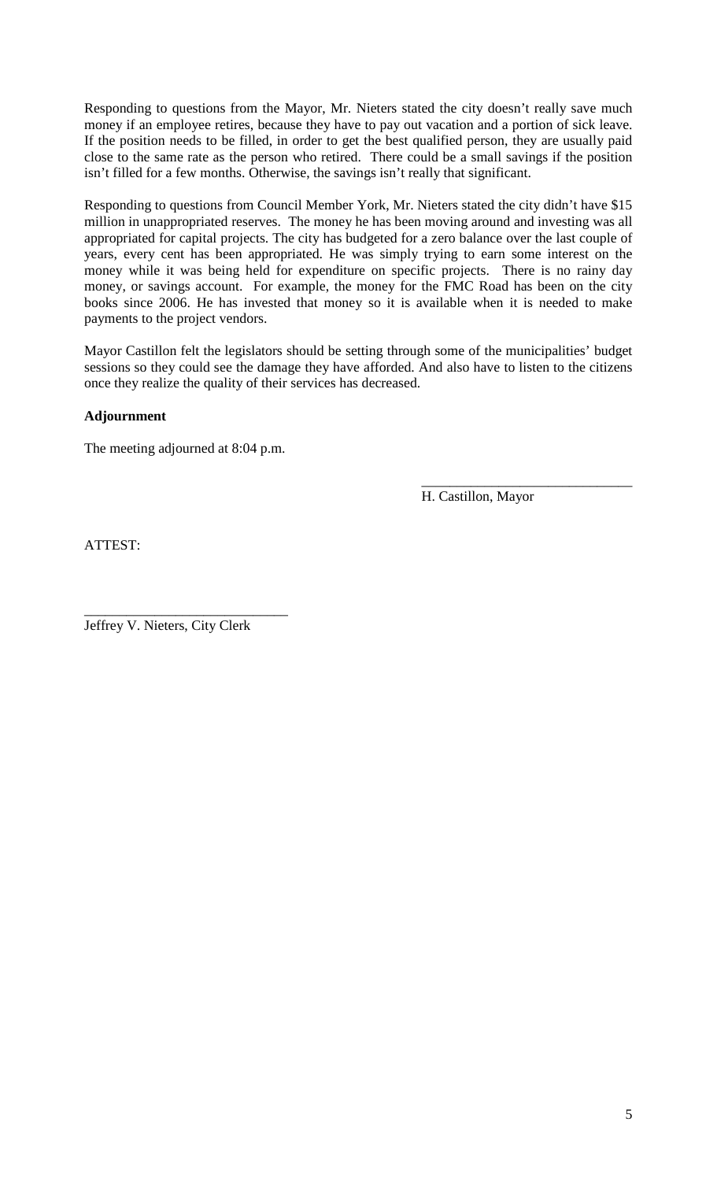Responding to questions from the Mayor, Mr. Nieters stated the city doesn't really save much money if an employee retires, because they have to pay out vacation and a portion of sick leave. If the position needs to be filled, in order to get the best qualified person, they are usually paid close to the same rate as the person who retired. There could be a small savings if the position isn't filled for a few months. Otherwise, the savings isn't really that significant.

Responding to questions from Council Member York, Mr. Nieters stated the city didn't have $15 million in unappropriated reserves. The money he has been moving around and investing was all appropriated for capital projects. The city has budgeted for a zero balance over the last couple of years, every cent has been appropriated. He was simply trying to earn some interest on the money while it was being held for expenditure on specific projects. There is no rainy day money, or savings account. For example, the money for the FMC Road has been on the city books since 2006. He has invested that money so it is available when it is needed to make payments to the project vendors.

Mayor Castillon felt the legislators should be setting through some of the municipalities' budget sessions so they could see the damage they have afforded. And also have to listen to the citizens once they realize the quality of their services has decreased.

**Adjournment**

The meeting adjourned at 8:04 p.m.

\_\_\_\_\_\_\_\_\_\_\_\_\_\_\_\_\_\_\_\_\_\_\_\_\_\_\_\_\_\_
H. Castillon, Mayor

ATTEST:

\_\_\_\_\_\_\_\_\_\_\_\_\_\_\_\_\_\_\_\_\_\_\_\_\_\_\_\_\_\_
Jeffrey V. Nieters, City Clerk